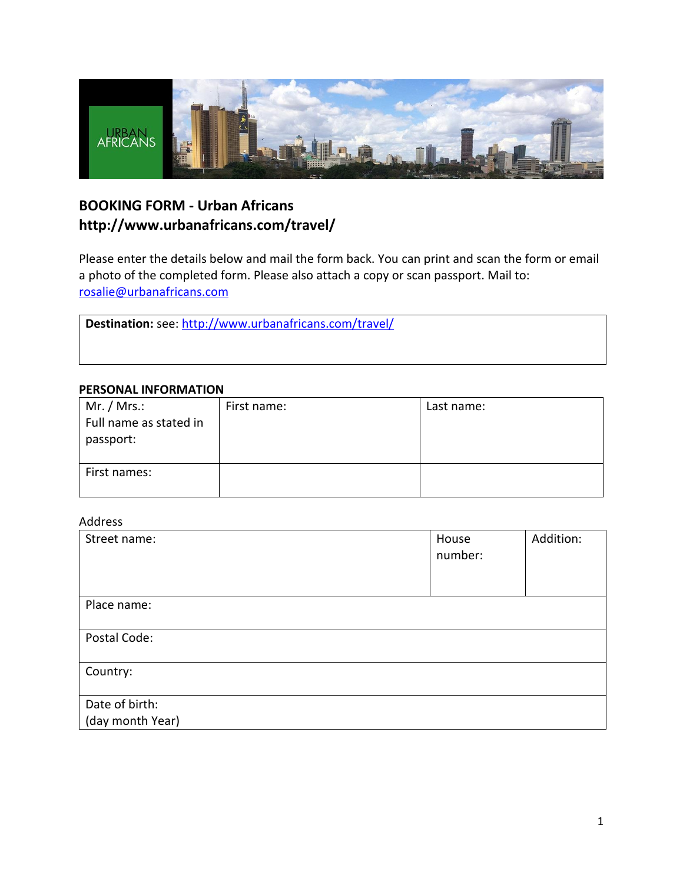# BOOKING FORM - Urban Africans
# http://www.urbanafricans.com/travel/

Please enter the details below and mail the form back. You can print and scan the form or email a photo of the completed form. Please also attach a copy or scan passport. Mail to: rosalie@urbanafricans.com

| **Destination:** see: http://www.urbanafricans.com/travel/ |
|---|

**PERSONAL INFORMATION**

| Mr. / Mrs.: Full name as stated in passport: | First name: | Last name: |
|---|---|---|
| First names: | | |

Address

| Street name: | House number: | Addition: |
|---|---|---|
| Place name: | | |
| Postal Code: | | |
| Country: | | |
| Date of birth: (day month Year) | | |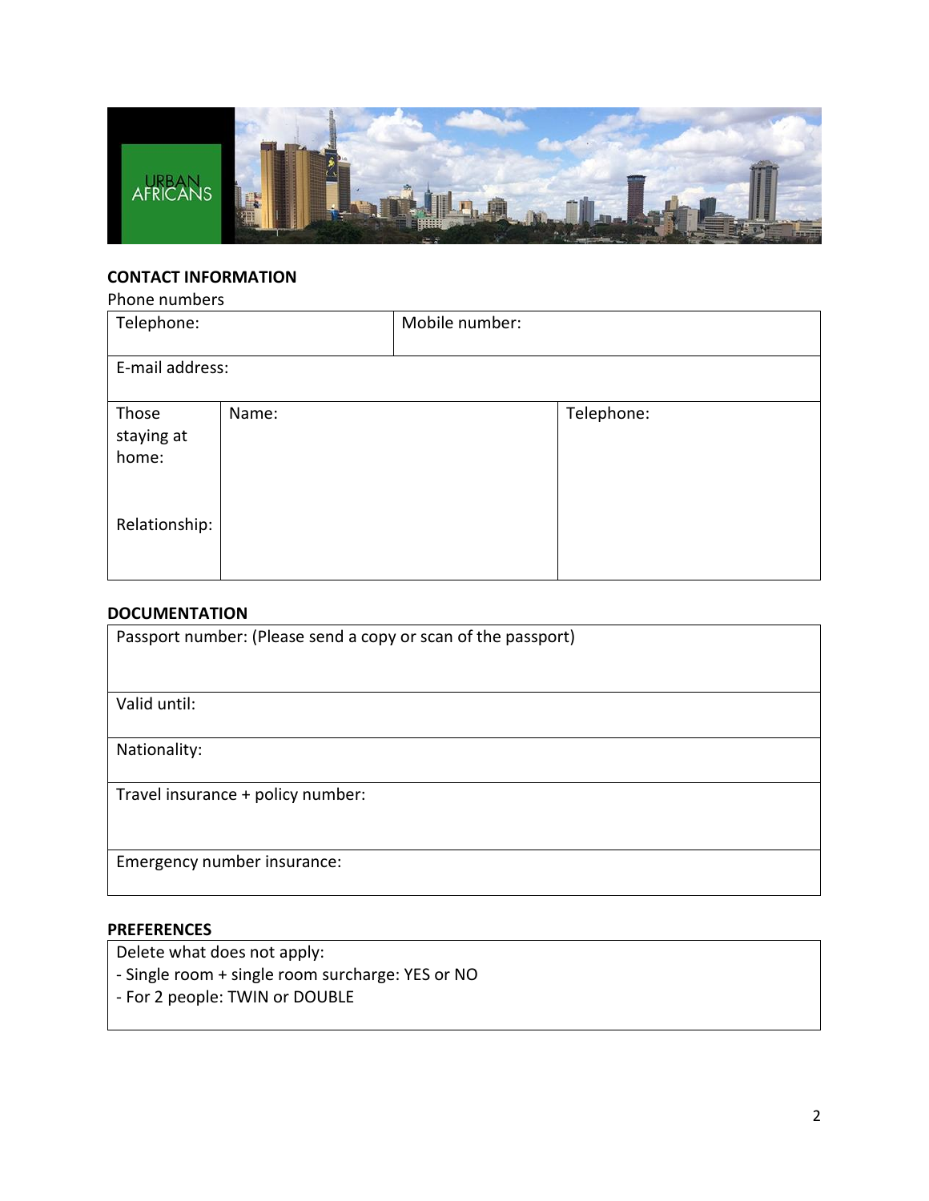### CONTACT INFORMATION

Phone numbers

| Telephone: | Mobile number: |
|---|---|
| E-mail address: | |

| Those staying at home:<br><br>Relationship: | Name: | Telephone: |
|---|---|---|

### DOCUMENTATION

| Passport number: (Please send a copy or scan of the passport) |
|---|
| Valid until: |
| Nationality: |
| Travel insurance + policy number: |
| Emergency number insurance: |

### PREFERENCES

| Delete what does not apply:<br>- Single room + single room surcharge: YES or NO<br>- For 2 people: TWIN or DOUBLE |
|---|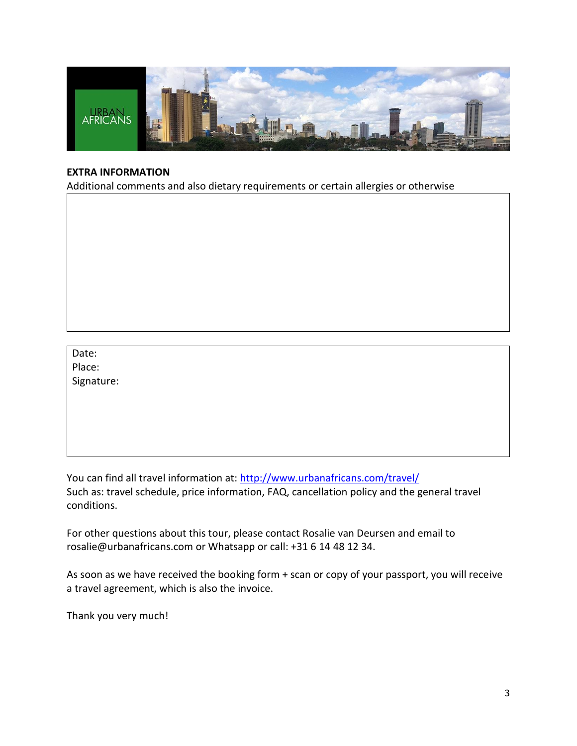## EXTRA INFORMATION

Additional comments and also dietary requirements or certain allergies or otherwise

| |
|---|
| |

| |
|---|
| Date:<br>Place:<br>Signature: |

You can find all travel information at: http://www.urbanafricans.com/travel/
Such as: travel schedule, price information, FAQ, cancellation policy and the general travel conditions.

For other questions about this tour, please contact Rosalie van Deursen and email to rosalie@urbanafricans.com or Whatsapp or call: +31 6 14 48 12 34.

As soon as we have received the booking form + scan or copy of your passport, you will receive a travel agreement, which is also the invoice.

Thank you very much!